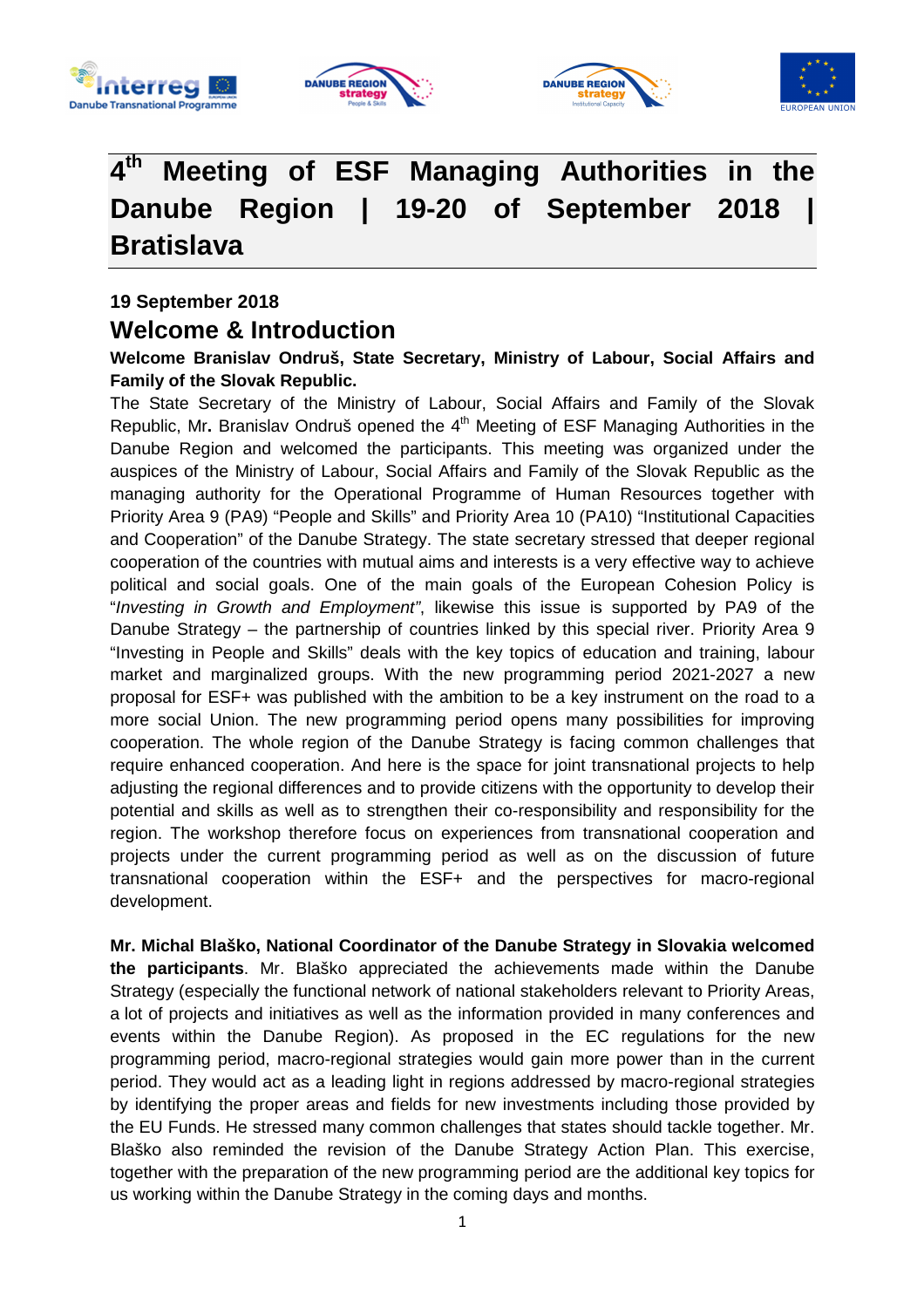# 4th Meeting of ESF Managing Authorities in the Danube Region | 19-20 of September 2018 | Bratislava

**19 September 2018**

## Welcome & Introduction

**Welcome Branislav Ondruš, State Secretary, Ministry of Labour, Social Affairs and Family of the Slovak Republic.**

The State Secretary of the Ministry of Labour, Social Affairs and Family of the Slovak Republic, Mr**.** Branislav Ondruš opened the 4th Meeting of ESF Managing Authorities in the Danube Region and welcomed the participants. This meeting was organized under the auspices of the Ministry of Labour, Social Affairs and Family of the Slovak Republic as the managing authority for the Operational Programme of Human Resources together with Priority Area 9 (PA9) "People and Skills" and Priority Area 10 (PA10) "Institutional Capacities and Cooperation" of the Danube Strategy. The state secretary stressed that deeper regional cooperation of the countries with mutual aims and interests is a very effective way to achieve political and social goals. One of the main goals of the European Cohesion Policy is "*Investing in Growth and Employment"*, likewise this issue is supported by PA9 of the Danube Strategy – the partnership of countries linked by this special river. Priority Area 9 "Investing in People and Skills" deals with the key topics of education and training, labour market and marginalized groups. With the new programming period 2021-2027 a new proposal for ESF+ was published with the ambition to be a key instrument on the road to a more social Union. The new programming period opens many possibilities for improving cooperation. The whole region of the Danube Strategy is facing common challenges that require enhanced cooperation. And here is the space for joint transnational projects to help adjusting the regional differences and to provide citizens with the opportunity to develop their potential and skills as well as to strengthen their co-responsibility and responsibility for the region. The workshop therefore focus on experiences from transnational cooperation and projects under the current programming period as well as on the discussion of future transnational cooperation within the ESF+ and the perspectives for macro-regional development.

**Mr. Michal Blaško, National Coordinator of the Danube Strategy in Slovakia welcomed the participants**. Mr. Blaško appreciated the achievements made within the Danube Strategy (especially the functional network of national stakeholders relevant to Priority Areas, a lot of projects and initiatives as well as the information provided in many conferences and events within the Danube Region). As proposed in the EC regulations for the new programming period, macro-regional strategies would gain more power than in the current period. They would act as a leading light in regions addressed by macro-regional strategies by identifying the proper areas and fields for new investments including those provided by the EU Funds. He stressed many common challenges that states should tackle together. Mr. Blaško also reminded the revision of the Danube Strategy Action Plan. This exercise, together with the preparation of the new programming period are the additional key topics for us working within the Danube Strategy in the coming days and months.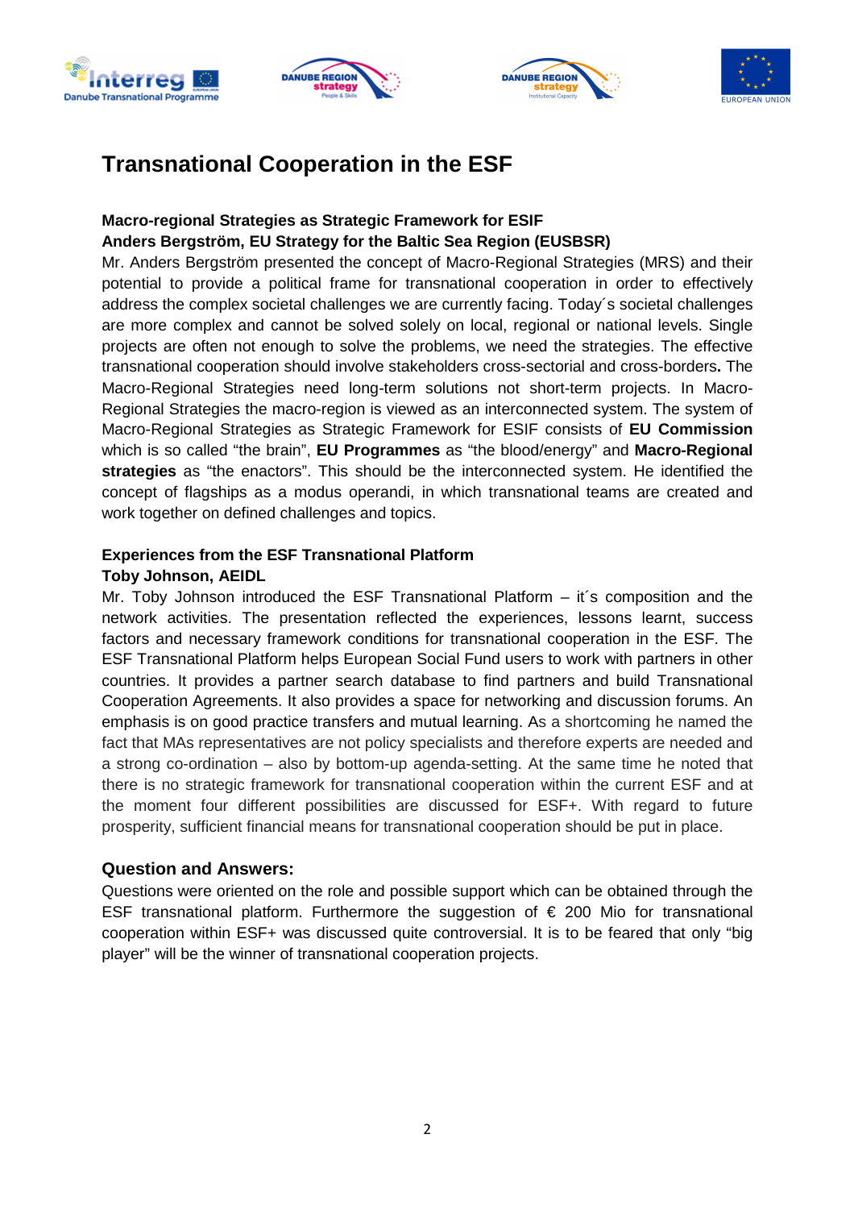# Transnational Cooperation in the ESF

**Macro-regional Strategies as Strategic Framework for ESIF**
**Anders Bergström, EU Strategy for the Baltic Sea Region (EUSBSR)**

Mr. Anders Bergström presented the concept of Macro-Regional Strategies (MRS) and their potential to provide a political frame for transnational cooperation in order to effectively address the complex societal challenges we are currently facing. Today´s societal challenges are more complex and cannot be solved solely on local, regional or national levels. Single projects are often not enough to solve the problems, we need the strategies. The effective transnational cooperation should involve stakeholders cross-sectorial and cross-borders**.** The Macro-Regional Strategies need long-term solutions not short-term projects. In Macro-Regional Strategies the macro-region is viewed as an interconnected system. The system of Macro-Regional Strategies as Strategic Framework for ESIF consists of **EU Commission** which is so called "the brain", **EU Programmes** as "the blood/energy" and **Macro-Regional strategies** as "the enactors". This should be the interconnected system. He identified the concept of flagships as a modus operandi, in which transnational teams are created and work together on defined challenges and topics.

**Experiences from the ESF Transnational Platform**
**Toby Johnson, AEIDL**

Mr. Toby Johnson introduced the ESF Transnational Platform – it´s composition and the network activities. The presentation reflected the experiences, lessons learnt, success factors and necessary framework conditions for transnational cooperation in the ESF. The ESF Transnational Platform helps European Social Fund users to work with partners in other countries. It provides a partner search database to find partners and build Transnational Cooperation Agreements. It also provides a space for networking and discussion forums. An emphasis is on good practice transfers and mutual learning. As a shortcoming he named the fact that MAs representatives are not policy specialists and therefore experts are needed and a strong co-ordination – also by bottom-up agenda-setting. At the same time he noted that there is no strategic framework for transnational cooperation within the current ESF and at the moment four different possibilities are discussed for ESF+. With regard to future prosperity, sufficient financial means for transnational cooperation should be put in place.

## Question and Answers:

Questions were oriented on the role and possible support which can be obtained through the ESF transnational platform. Furthermore the suggestion of € 200 Mio for transnational cooperation within ESF+ was discussed quite controversial. It is to be feared that only "big player" will be the winner of transnational cooperation projects.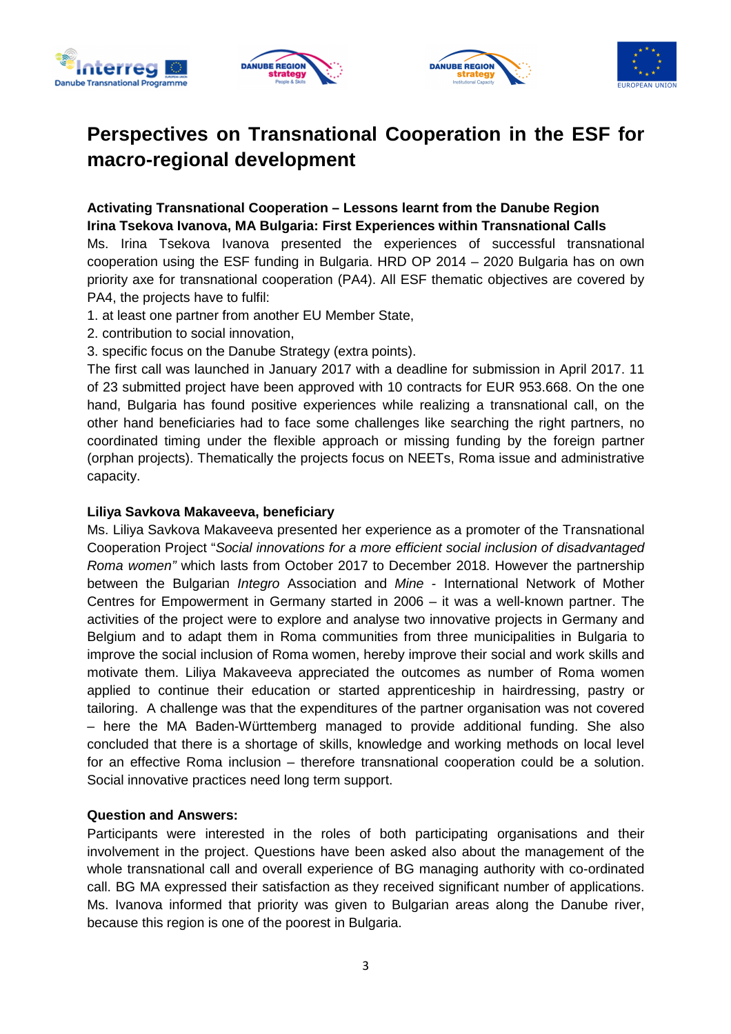# Perspectives on Transnational Cooperation in the ESF for macro-regional development

**Activating Transnational Cooperation – Lessons learnt from the Danube Region**
**Irina Tsekova Ivanova, MA Bulgaria: First Experiences within Transnational Calls**

Ms. Irina Tsekova Ivanova presented the experiences of successful transnational cooperation using the ESF funding in Bulgaria. HRD OP 2014 – 2020 Bulgaria has on own priority axe for transnational cooperation (PA4). All ESF thematic objectives are covered by PA4, the projects have to fulfil:

1. at least one partner from another EU Member State,
2. contribution to social innovation,
3. specific focus on the Danube Strategy (extra points).

The first call was launched in January 2017 with a deadline for submission in April 2017. 11 of 23 submitted project have been approved with 10 contracts for EUR 953.668. On the one hand, Bulgaria has found positive experiences while realizing a transnational call, on the other hand beneficiaries had to face some challenges like searching the right partners, no coordinated timing under the flexible approach or missing funding by the foreign partner (orphan projects). Thematically the projects focus on NEETs, Roma issue and administrative capacity.

**Liliya Savkova Makaveeva, beneficiary**

Ms. Liliya Savkova Makaveeva presented her experience as a promoter of the Transnational Cooperation Project "*Social innovations for a more efficient social inclusion of disadvantaged Roma women"* which lasts from October 2017 to December 2018. However the partnership between the Bulgarian *Integro* Association and *Mine* - International Network of Mother Centres for Empowerment in Germany started in 2006 – it was a well-known partner. The activities of the project were to explore and analyse two innovative projects in Germany and Belgium and to adapt them in Roma communities from three municipalities in Bulgaria to improve the social inclusion of Roma women, hereby improve their social and work skills and motivate them. Liliya Makaveeva appreciated the outcomes as number of Roma women applied to continue their education or started apprenticeship in hairdressing, pastry or tailoring. A challenge was that the expenditures of the partner organisation was not covered – here the MA Baden-Württemberg managed to provide additional funding. She also concluded that there is a shortage of skills, knowledge and working methods on local level for an effective Roma inclusion – therefore transnational cooperation could be a solution. Social innovative practices need long term support.

**Question and Answers:**

Participants were interested in the roles of both participating organisations and their involvement in the project. Questions have been asked also about the management of the whole transnational call and overall experience of BG managing authority with co-ordinated call. BG MA expressed their satisfaction as they received significant number of applications. Ms. Ivanova informed that priority was given to Bulgarian areas along the Danube river, because this region is one of the poorest in Bulgaria.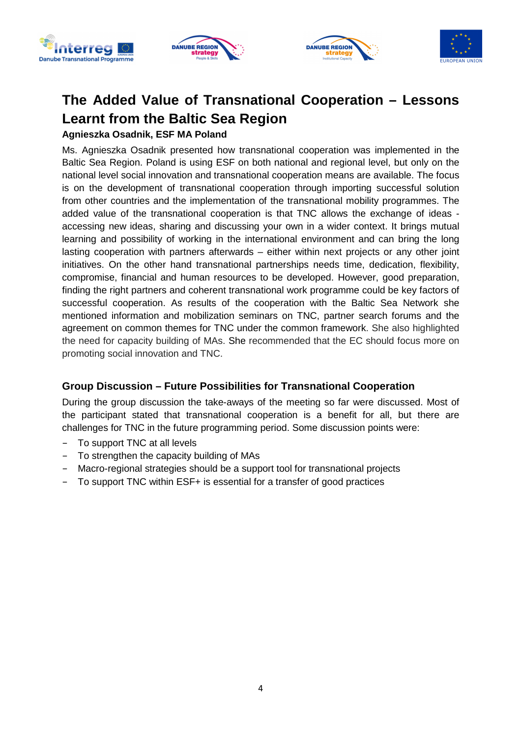## The Added Value of Transnational Cooperation – Lessons Learnt from the Baltic Sea Region

**Agnieszka Osadnik, ESF MA Poland**

Ms. Agnieszka Osadnik presented how transnational cooperation was implemented in the Baltic Sea Region. Poland is using ESF on both national and regional level, but only on the national level social innovation and transnational cooperation means are available. The focus is on the development of transnational cooperation through importing successful solution from other countries and the implementation of the transnational mobility programmes. The added value of the transnational cooperation is that TNC allows the exchange of ideas - accessing new ideas, sharing and discussing your own in a wider context. It brings mutual learning and possibility of working in the international environment and can bring the long lasting cooperation with partners afterwards – either within next projects or any other joint initiatives. On the other hand transnational partnerships needs time, dedication, flexibility, compromise, financial and human resources to be developed. However, good preparation, finding the right partners and coherent transnational work programme could be key factors of successful cooperation. As results of the cooperation with the Baltic Sea Network she mentioned information and mobilization seminars on TNC, partner search forums and the agreement on common themes for TNC under the common framework. She also highlighted the need for capacity building of MAs. She recommended that the EC should focus more on promoting social innovation and TNC.

### Group Discussion – Future Possibilities for Transnational Cooperation

During the group discussion the take-aways of the meeting so far were discussed. Most of the participant stated that transnational cooperation is a benefit for all, but there are challenges for TNC in the future programming period. Some discussion points were:

- To support TNC at all levels
- To strengthen the capacity building of MAs
- Macro-regional strategies should be a support tool for transnational projects
- To support TNC within ESF+ is essential for a transfer of good practices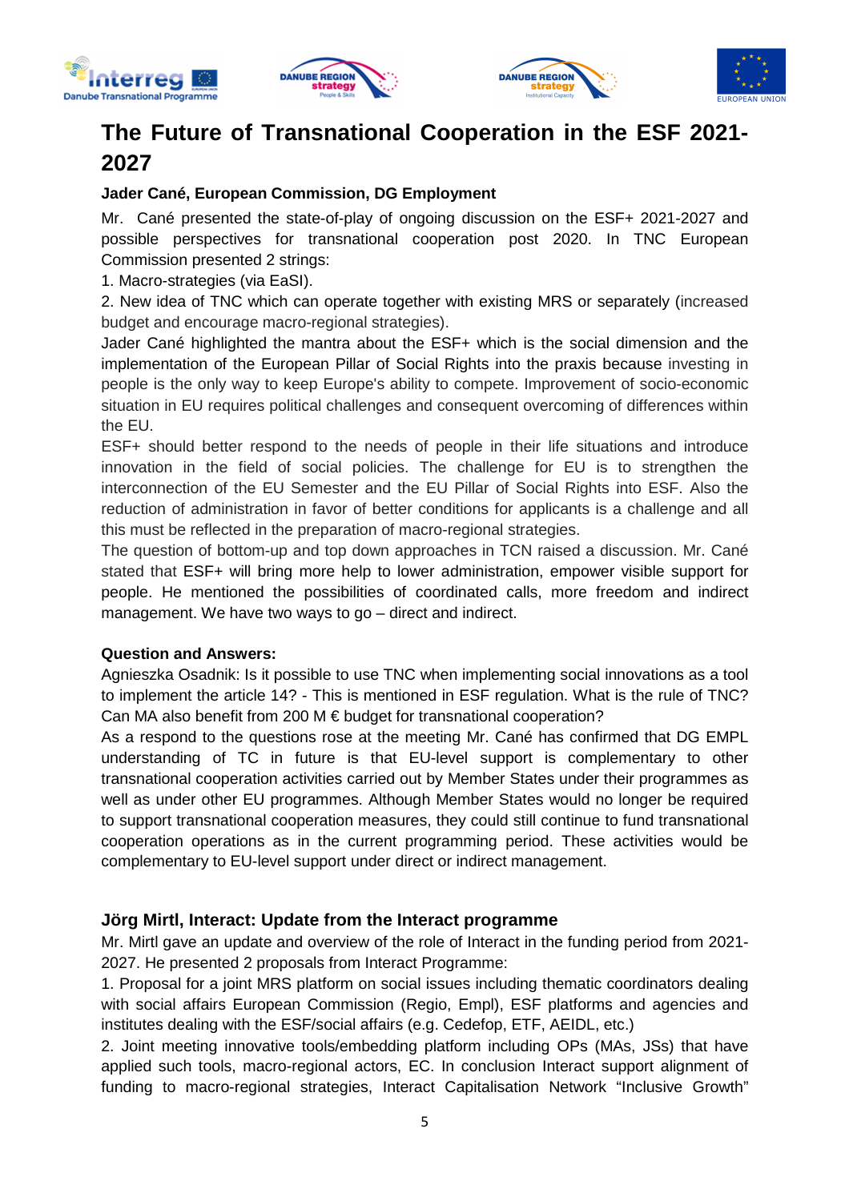# The Future of Transnational Cooperation in the ESF 2021-2027

**Jader Cané, European Commission, DG Employment**

Mr. Cané presented the state-of-play of ongoing discussion on the ESF+ 2021-2027 and possible perspectives for transnational cooperation post 2020. In TNC European Commission presented 2 strings:

1. Macro-strategies (via EaSI).
2. New idea of TNC which can operate together with existing MRS or separately (increased budget and encourage macro-regional strategies).

Jader Cané highlighted the mantra about the ESF+ which is the social dimension and the implementation of the European Pillar of Social Rights into the praxis because investing in people is the only way to keep Europe's ability to compete. Improvement of socio-economic situation in EU requires political challenges and consequent overcoming of differences within the EU.

ESF+ should better respond to the needs of people in their life situations and introduce innovation in the field of social policies. The challenge for EU is to strengthen the interconnection of the EU Semester and the EU Pillar of Social Rights into ESF. Also the reduction of administration in favor of better conditions for applicants is a challenge and all this must be reflected in the preparation of macro-regional strategies.

The question of bottom-up and top down approaches in TCN raised a discussion. Mr. Cané stated that ESF+ will bring more help to lower administration, empower visible support for people. He mentioned the possibilities of coordinated calls, more freedom and indirect management. We have two ways to go – direct and indirect.

**Question and Answers:**

Agnieszka Osadnik: Is it possible to use TNC when implementing social innovations as a tool to implement the article 14? - This is mentioned in ESF regulation. What is the rule of TNC? Can MA also benefit from 200 M € budget for transnational cooperation?

As a respond to the questions rose at the meeting Mr. Cané has confirmed that DG EMPL understanding of TC in future is that EU-level support is complementary to other transnational cooperation activities carried out by Member States under their programmes as well as under other EU programmes. Although Member States would no longer be required to support transnational cooperation measures, they could still continue to fund transnational cooperation operations as in the current programming period. These activities would be complementary to EU-level support under direct or indirect management.

**Jörg Mirtl, Interact: Update from the Interact programme**

Mr. Mirtl gave an update and overview of the role of Interact in the funding period from 2021-2027. He presented 2 proposals from Interact Programme:

1. Proposal for a joint MRS platform on social issues including thematic coordinators dealing with social affairs European Commission (Regio, Empl), ESF platforms and agencies and institutes dealing with the ESF/social affairs (e.g. Cedefop, ETF, AEIDL, etc.)
2. Joint meeting innovative tools/embedding platform including OPs (MAs, JSs) that have applied such tools, macro-regional actors, EC. In conclusion Interact support alignment of funding to macro-regional strategies, Interact Capitalisation Network "Inclusive Growth"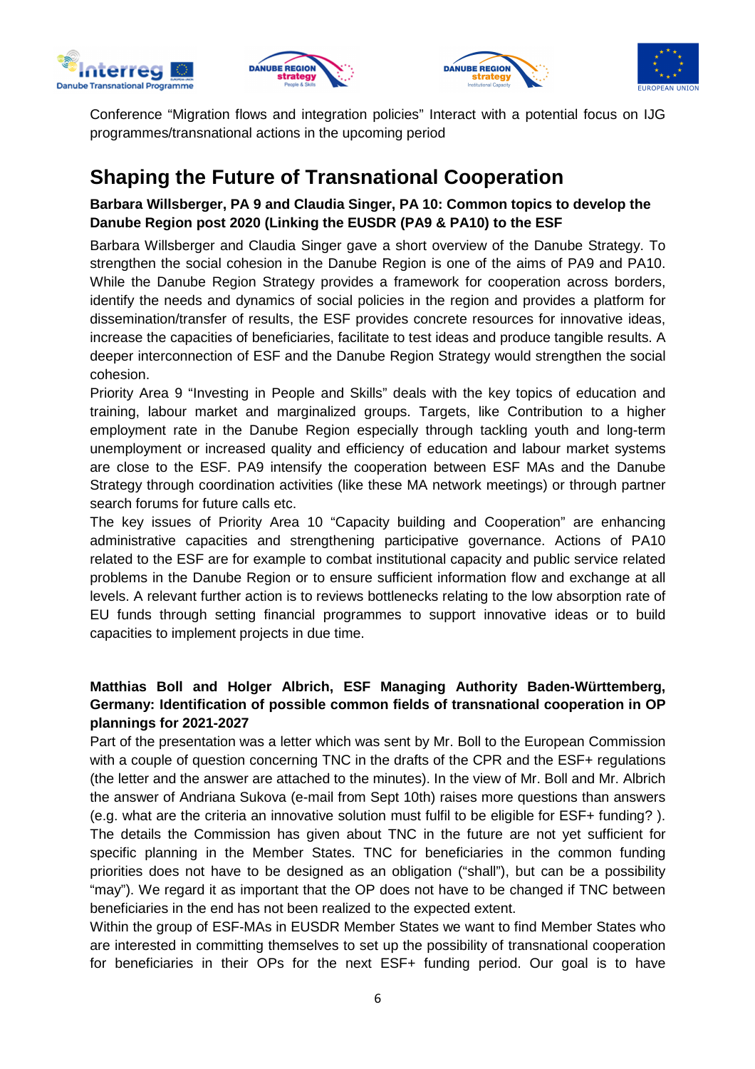Conference "Migration flows and integration policies" Interact with a potential focus on IJG programmes/transnational actions in the upcoming period

## Shaping the Future of Transnational Cooperation

**Barbara Willsberger, PA 9 and Claudia Singer, PA 10: Common topics to develop the Danube Region post 2020 (Linking the EUSDR (PA9 & PA10) to the ESF**

Barbara Willsberger and Claudia Singer gave a short overview of the Danube Strategy. To strengthen the social cohesion in the Danube Region is one of the aims of PA9 and PA10. While the Danube Region Strategy provides a framework for cooperation across borders, identify the needs and dynamics of social policies in the region and provides a platform for dissemination/transfer of results, the ESF provides concrete resources for innovative ideas, increase the capacities of beneficiaries, facilitate to test ideas and produce tangible results. A deeper interconnection of ESF and the Danube Region Strategy would strengthen the social cohesion.

Priority Area 9 "Investing in People and Skills" deals with the key topics of education and training, labour market and marginalized groups. Targets, like Contribution to a higher employment rate in the Danube Region especially through tackling youth and long-term unemployment or increased quality and efficiency of education and labour market systems are close to the ESF. PA9 intensify the cooperation between ESF MAs and the Danube Strategy through coordination activities (like these MA network meetings) or through partner search forums for future calls etc.

The key issues of Priority Area 10 "Capacity building and Cooperation" are enhancing administrative capacities and strengthening participative governance. Actions of PA10 related to the ESF are for example to combat institutional capacity and public service related problems in the Danube Region or to ensure sufficient information flow and exchange at all levels. A relevant further action is to reviews bottlenecks relating to the low absorption rate of EU funds through setting financial programmes to support innovative ideas or to build capacities to implement projects in due time.

**Matthias Boll and Holger Albrich, ESF Managing Authority Baden-Württemberg, Germany: Identification of possible common fields of transnational cooperation in OP plannings for 2021-2027**

Part of the presentation was a letter which was sent by Mr. Boll to the European Commission with a couple of question concerning TNC in the drafts of the CPR and the ESF+ regulations (the letter and the answer are attached to the minutes). In the view of Mr. Boll and Mr. Albrich the answer of Andriana Sukova (e-mail from Sept 10th) raises more questions than answers (e.g. what are the criteria an innovative solution must fulfil to be eligible for ESF+ funding? ). The details the Commission has given about TNC in the future are not yet sufficient for specific planning in the Member States. TNC for beneficiaries in the common funding priorities does not have to be designed as an obligation ("shall"), but can be a possibility "may"). We regard it as important that the OP does not have to be changed if TNC between beneficiaries in the end has not been realized to the expected extent.

Within the group of ESF-MAs in EUSDR Member States we want to find Member States who are interested in committing themselves to set up the possibility of transnational cooperation for beneficiaries in their OPs for the next ESF+ funding period. Our goal is to have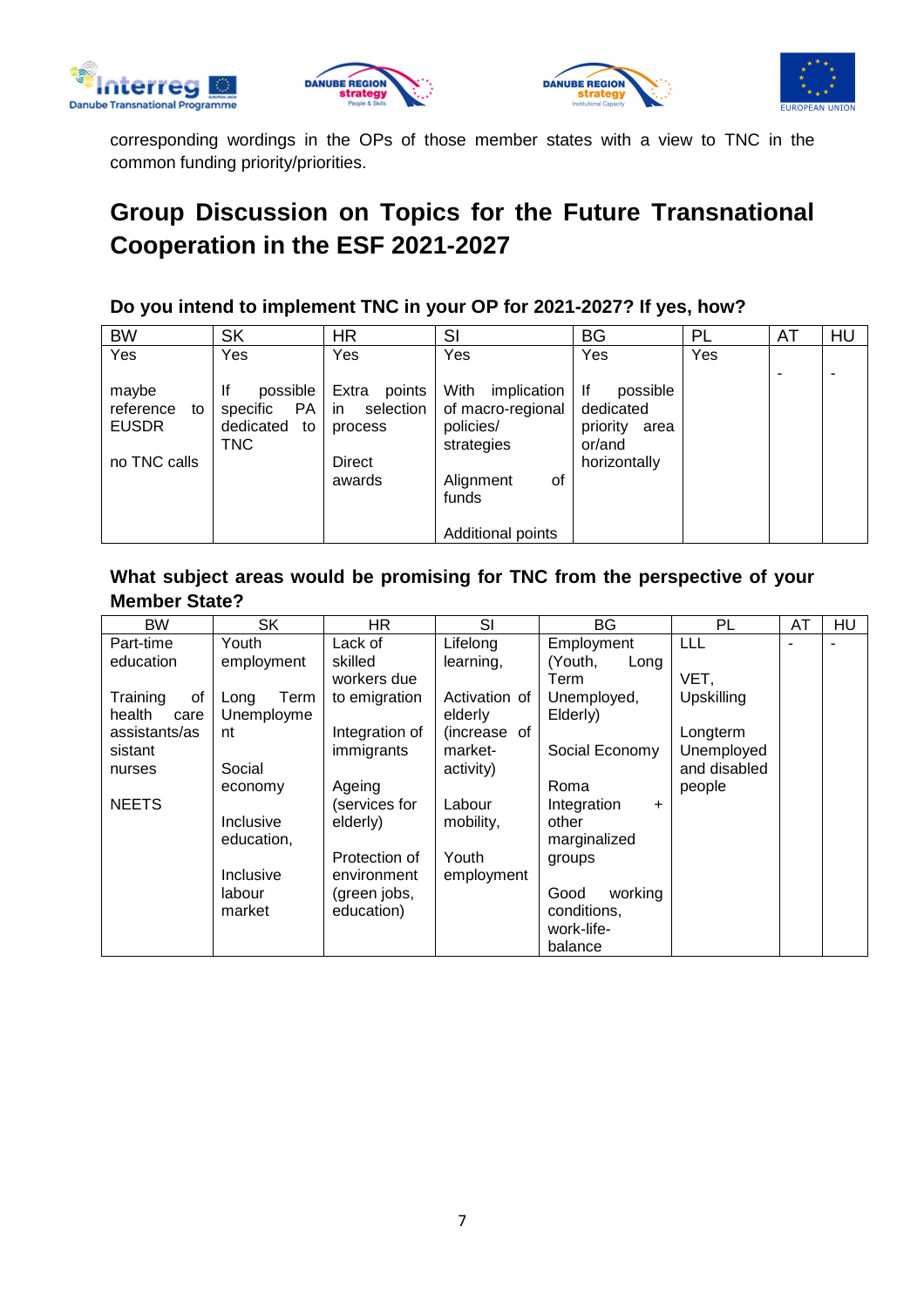corresponding wordings in the OPs of those member states with a view to TNC in the common funding priority/priorities.

## Group Discussion on Topics for the Future Transnational Cooperation in the ESF 2021-2027

### Do you intend to implement TNC in your OP for 2021-2027? If yes, how?

| BW | SK | HR | SI | BG | PL | AT | HU |
|---|---|---|---|---|---|---|---|
| Yes<br><br>maybe reference to EUSDR<br><br>no TNC calls | Yes<br><br>If possible specific PA dedicated to TNC | Yes<br><br>Extra points in selection process<br><br>Direct awards | Yes<br><br>With implication of macro-regional policies/ strategies<br><br>Alignment of funds<br><br>Additional points | Yes<br><br>If possible dedicated priority area or/and horizontally | Yes | - | - |

### What subject areas would be promising for TNC from the perspective of your Member State?

| BW | SK | HR | SI | BG | PL | AT | HU |
|---|---|---|---|---|---|---|---|
| Part-time education<br><br>Training of health care assistants/assistant nurses<br><br>NEETS | Youth employment<br><br>Long Term Unemployment<br><br>Social economy<br><br>Inclusive education,<br><br>Inclusive labour market | Lack of skilled workers due to emigration<br><br>Integration of immigrants<br><br>Ageing (services for elderly)<br><br>Protection of environment (green jobs, education) | Lifelong learning,<br><br>Activation of elderly (increase of market-activity)<br><br>Labour mobility,<br><br>Youth employment | Employment (Youth, Long Term Unemployed, Elderly)<br><br>Social Economy<br><br>Roma Integration + other marginalized groups<br><br>Good working conditions, work-life-balance | LLL<br><br>VET, Upskilling<br><br>Longterm Unemployed and disabled people | - | - |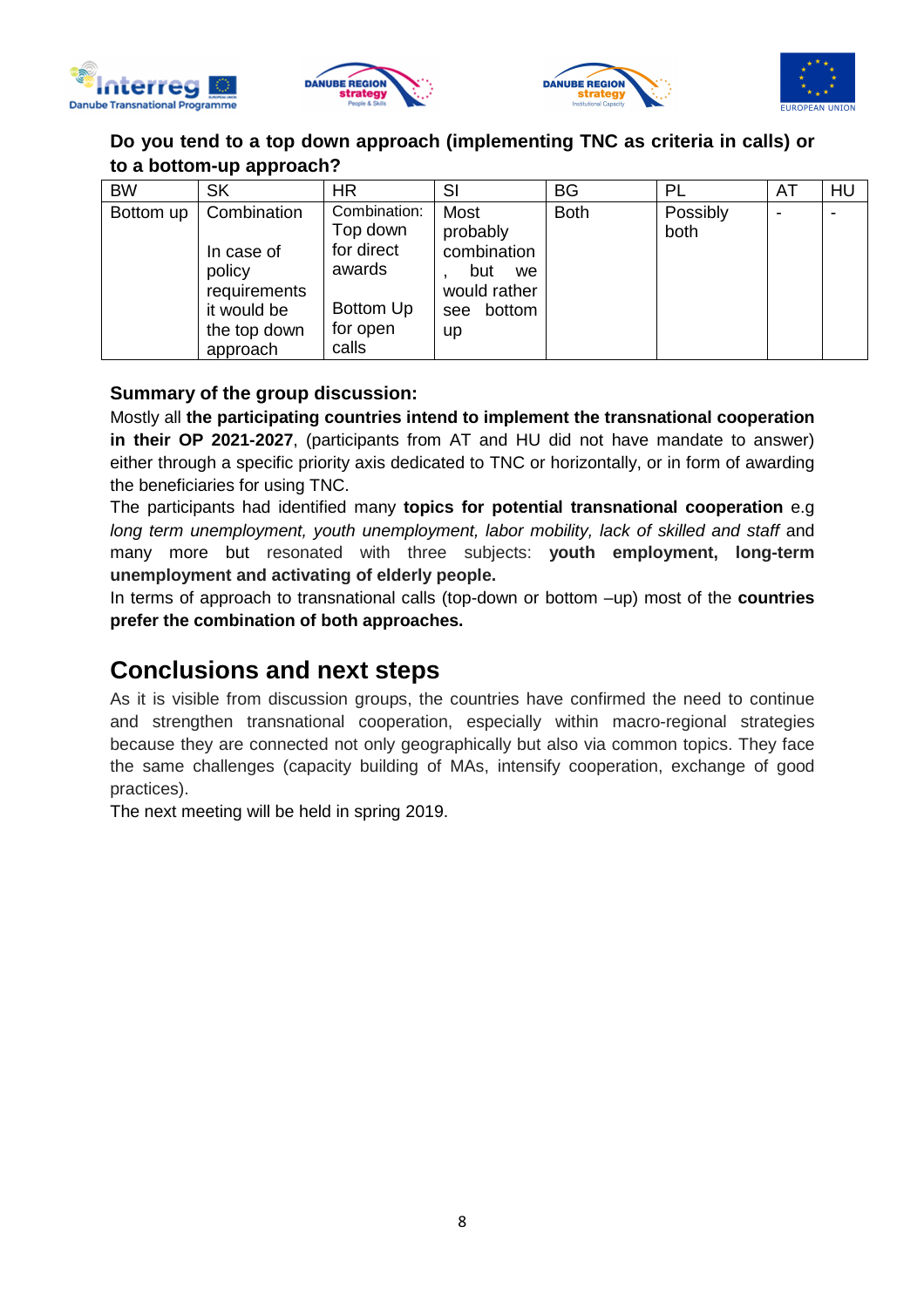**Do you tend to a top down approach (implementing TNC as criteria in calls) or to a bottom-up approach?**

| BW | SK | HR | SI | BG | PL | AT | HU |
|---|---|---|---|---|---|---|---|
| Bottom up | Combination<br><br>In case of policy requirements it would be the top down approach | Combination: Top down for direct awards<br><br>Bottom Up for open calls | Most probably combination, but we would rather see bottom up | Both | Possibly both | - | - |

**Summary of the group discussion:**

Mostly all **the participating countries intend to implement the transnational cooperation in their OP 2021-2027**, (participants from AT and HU did not have mandate to answer) either through a specific priority axis dedicated to TNC or horizontally, or in form of awarding the beneficiaries for using TNC.

The participants had identified many **topics for potential transnational cooperation** e.g *long term unemployment, youth unemployment, labor mobility, lack of skilled and staff* and many more but resonated with three subjects: **youth employment, long-term unemployment and activating of elderly people.**

In terms of approach to transnational calls (top-down or bottom –up) most of the **countries prefer the combination of both approaches.**

## Conclusions and next steps

As it is visible from discussion groups, the countries have confirmed the need to continue and strengthen transnational cooperation, especially within macro-regional strategies because they are connected not only geographically but also via common topics. They face the same challenges (capacity building of MAs, intensify cooperation, exchange of good practices).

The next meeting will be held in spring 2019.